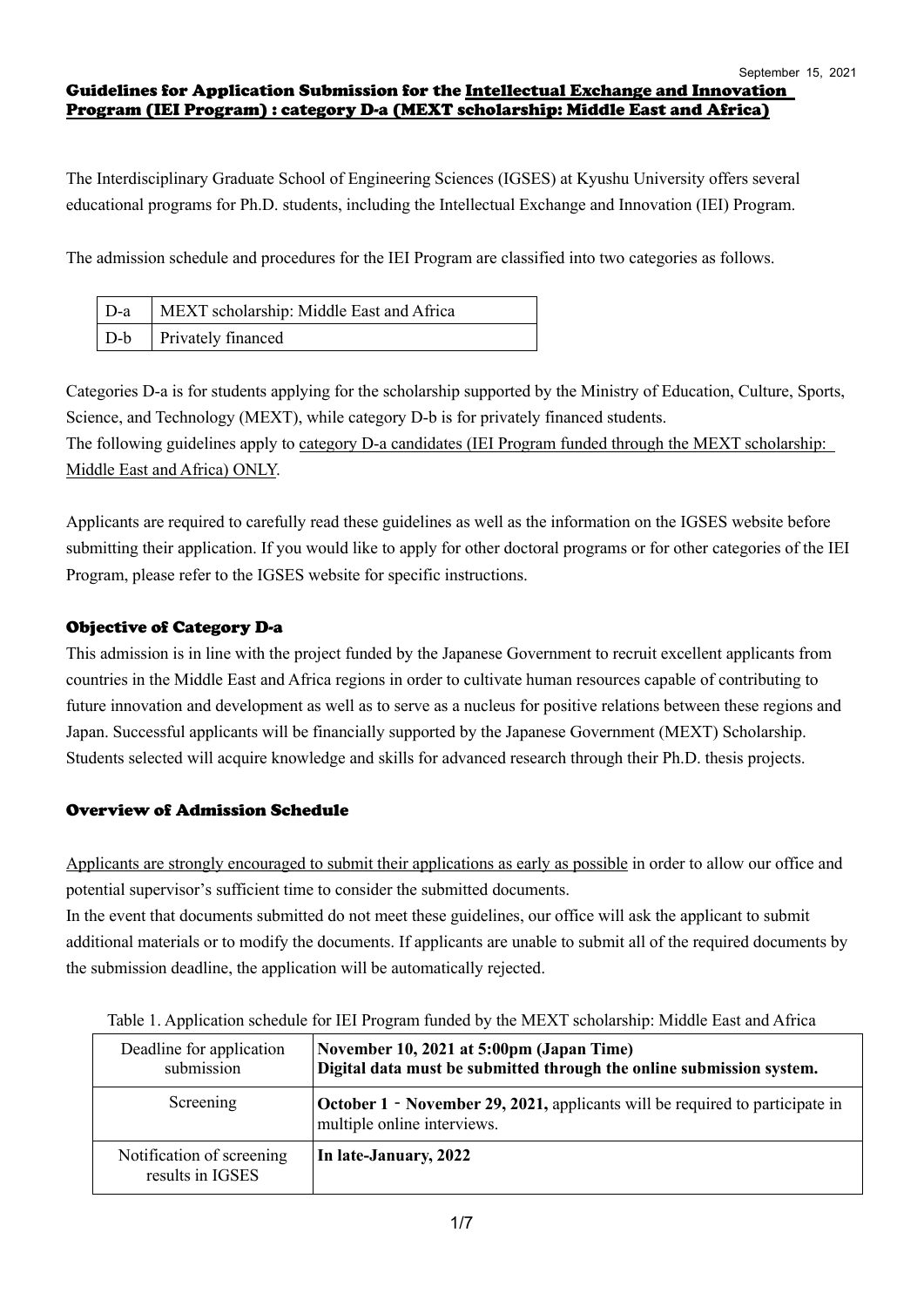September 15, 2021

# Guidelines for Application Submission for the Intellectual Exchange and Innovation Program (IEI Program) : category D-a (MEXT scholarship: Middle East and Africa)

The Interdisciplinary Graduate School of Engineering Sciences (IGSES) at Kyushu University offers several educational programs for Ph.D. students, including the Intellectual Exchange and Innovation (IEI) Program.

The admission schedule and procedures for the IEI Program are classified into two categories as follows.

| D-a | MEXT scholarship: Middle East and Africa |
|---|---|
| D-b | Privately financed |

Categories D-a is for students applying for the scholarship supported by the Ministry of Education, Culture, Sports, Science, and Technology (MEXT), while category D-b is for privately financed students.
The following guidelines apply to category D-a candidates (IEI Program funded through the MEXT scholarship: Middle East and Africa) ONLY.

Applicants are required to carefully read these guidelines as well as the information on the IGSES website before submitting their application. If you would like to apply for other doctoral programs or for other categories of the IEI Program, please refer to the IGSES website for specific instructions.

## Objective of Category D-a

This admission is in line with the project funded by the Japanese Government to recruit excellent applicants from countries in the Middle East and Africa regions in order to cultivate human resources capable of contributing to future innovation and development as well as to serve as a nucleus for positive relations between these regions and Japan. Successful applicants will be financially supported by the Japanese Government (MEXT) Scholarship. Students selected will acquire knowledge and skills for advanced research through their Ph.D. thesis projects.

## Overview of Admission Schedule

Applicants are strongly encouraged to submit their applications as early as possible in order to allow our office and potential supervisor's sufficient time to consider the submitted documents.
In the event that documents submitted do not meet these guidelines, our office will ask the applicant to submit additional materials or to modify the documents. If applicants are unable to submit all of the required documents by the submission deadline, the application will be automatically rejected.

Table 1. Application schedule for IEI Program funded by the MEXT scholarship: Middle East and Africa

| | |
|---|---|
| Deadline for application submission | **November 10, 2021 at 5:00pm (Japan Time)** **Digital data must be submitted through the online submission system.** |
| Screening | **October 1 ‐ November 29, 2021,** applicants will be required to participate in multiple online interviews. |
| Notification of screening results in IGSES | **In late-January, 2022** |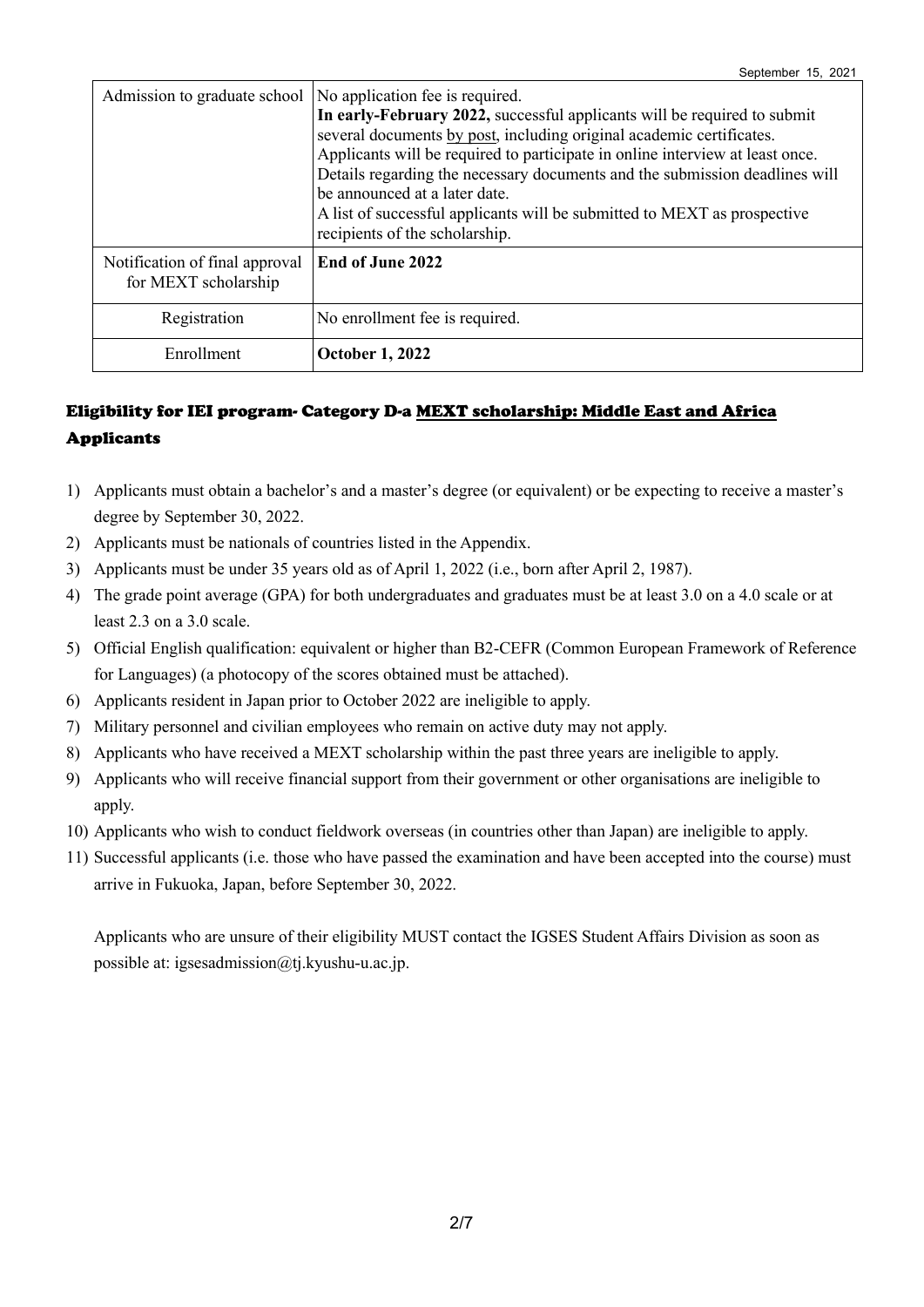| | |
|---|---|
| Admission to graduate school | No application fee is required. **In early-February 2022,** successful applicants will be required to submit several documents by post, including original academic certificates. Applicants will be required to participate in online interview at least once. Details regarding the necessary documents and the submission deadlines will be announced at a later date. A list of successful applicants will be submitted to MEXT as prospective recipients of the scholarship. |
| Notification of final approval for MEXT scholarship | **End of June 2022** |
| Registration | No enrollment fee is required. |
| Enrollment | **October 1, 2022** |

## Eligibility for IEI program- Category D-a MEXT scholarship: Middle East and Africa Applicants

1) Applicants must obtain a bachelor's and a master's degree (or equivalent) or be expecting to receive a master's degree by September 30, 2022.
2) Applicants must be nationals of countries listed in the Appendix.
3) Applicants must be under 35 years old as of April 1, 2022 (i.e., born after April 2, 1987).
4) The grade point average (GPA) for both undergraduates and graduates must be at least 3.0 on a 4.0 scale or at least 2.3 on a 3.0 scale.
5) Official English qualification: equivalent or higher than B2-CEFR (Common European Framework of Reference for Languages) (a photocopy of the scores obtained must be attached).
6) Applicants resident in Japan prior to October 2022 are ineligible to apply.
7) Military personnel and civilian employees who remain on active duty may not apply.
8) Applicants who have received a MEXT scholarship within the past three years are ineligible to apply.
9) Applicants who will receive financial support from their government or other organisations are ineligible to apply.
10) Applicants who wish to conduct fieldwork overseas (in countries other than Japan) are ineligible to apply.
11) Successful applicants (i.e. those who have passed the examination and have been accepted into the course) must arrive in Fukuoka, Japan, before September 30, 2022.

Applicants who are unsure of their eligibility MUST contact the IGSES Student Affairs Division as soon as possible at: igsesadmission@tj.kyushu-u.ac.jp.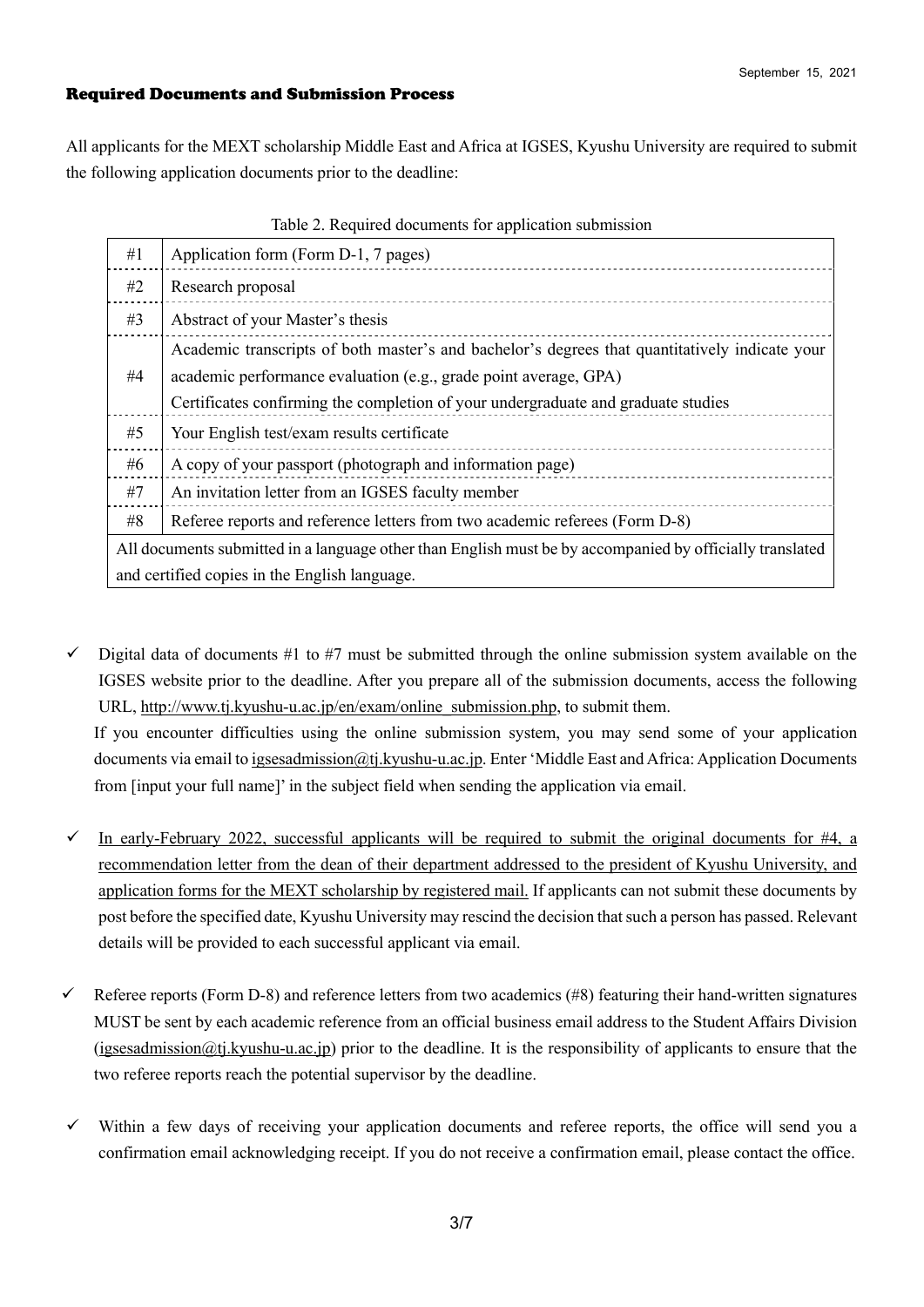September 15, 2021

## Required Documents and Submission Process

All applicants for the MEXT scholarship Middle East and Africa at IGSES, Kyushu University are required to submit the following application documents prior to the deadline:

Table 2. Required documents for application submission

| # | Document |
|---|---|
| #1 | Application form (Form D-1, 7 pages) |
| #2 | Research proposal |
| #3 | Abstract of your Master's thesis |
| #4 | Academic transcripts of both master's and bachelor's degrees that quantitatively indicate your academic performance evaluation (e.g., grade point average, GPA)<br>Certificates confirming the completion of your undergraduate and graduate studies |
| #5 | Your English test/exam results certificate |
| #6 | A copy of your passport (photograph and information page) |
| #7 | An invitation letter from an IGSES faculty member |
| #8 | Referee reports and reference letters from two academic referees (Form D-8) |
| All documents submitted in a language other than English must be by accompanied by officially translated and certified copies in the English language. | |

- ✓ Digital data of documents #1 to #7 must be submitted through the online submission system available on the IGSES website prior to the deadline. After you prepare all of the submission documents, access the following URL, http://www.tj.kyushu-u.ac.jp/en/exam/online_submission.php, to submit them.
  If you encounter difficulties using the online submission system, you may send some of your application documents via email to igsesadmission@tj.kyushu-u.ac.jp. Enter 'Middle East and Africa: Application Documents from [input your full name]' in the subject field when sending the application via email.

- ✓ <u>In early-February 2022, successful applicants will be required to submit the original documents for #4, a recommendation letter from the dean of their department addressed to the president of Kyushu University, and application forms for the MEXT scholarship by registered mail.</u> If applicants can not submit these documents by post before the specified date, Kyushu University may rescind the decision that such a person has passed. Relevant details will be provided to each successful applicant via email.

- ✓ Referee reports (Form D-8) and reference letters from two academics (#8) featuring their hand-written signatures MUST be sent by each academic reference from an official business email address to the Student Affairs Division (igsesadmission@tj.kyushu-u.ac.jp) prior to the deadline. It is the responsibility of applicants to ensure that the two referee reports reach the potential supervisor by the deadline.

- ✓ Within a few days of receiving your application documents and referee reports, the office will send you a confirmation email acknowledging receipt. If you do not receive a confirmation email, please contact the office.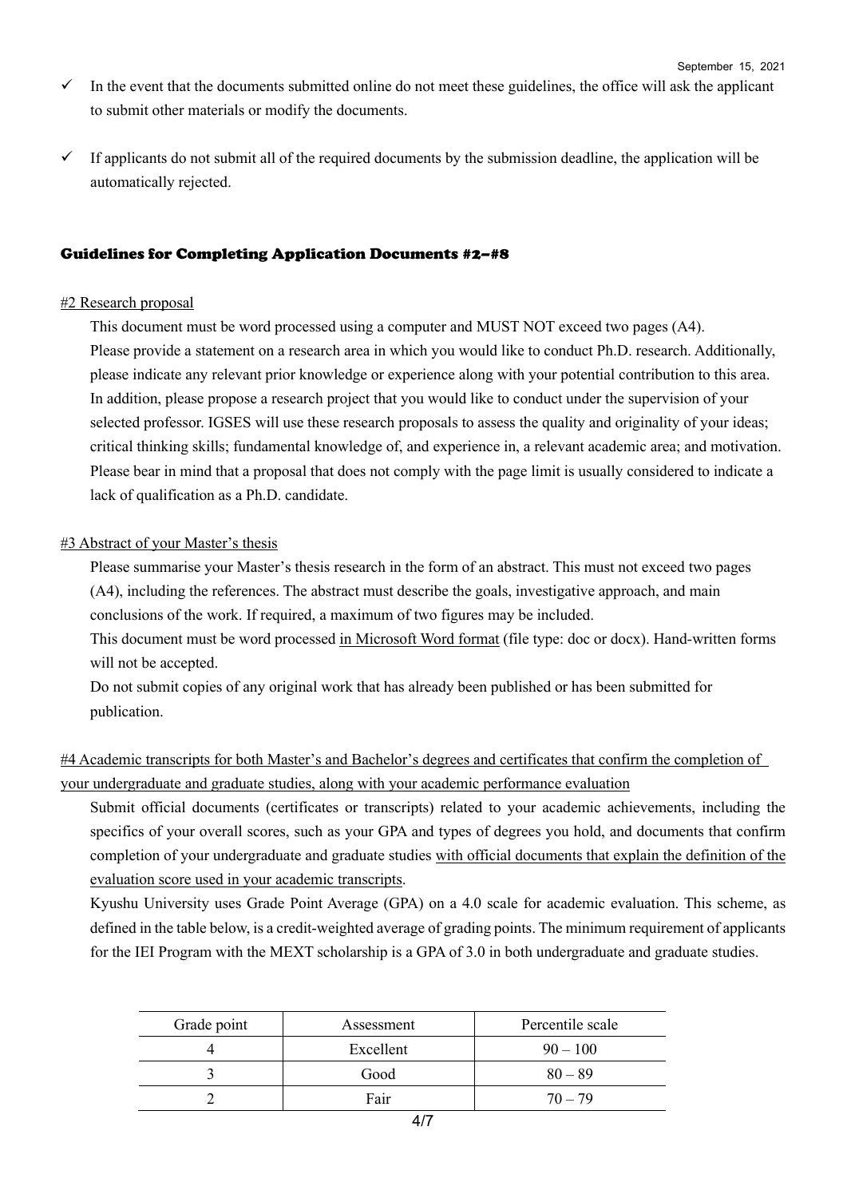- ✓ In the event that the documents submitted online do not meet these guidelines, the office will ask the applicant to submit other materials or modify the documents.
- ✓ If applicants do not submit all of the required documents by the submission deadline, the application will be automatically rejected.

## Guidelines for Completing Application Documents #2–#8

#2 Research proposal

This document must be word processed using a computer and MUST NOT exceed two pages (A4).
Please provide a statement on a research area in which you would like to conduct Ph.D. research. Additionally, please indicate any relevant prior knowledge or experience along with your potential contribution to this area. In addition, please propose a research project that you would like to conduct under the supervision of your selected professor. IGSES will use these research proposals to assess the quality and originality of your ideas; critical thinking skills; fundamental knowledge of, and experience in, a relevant academic area; and motivation. Please bear in mind that a proposal that does not comply with the page limit is usually considered to indicate a lack of qualification as a Ph.D. candidate.

#3 Abstract of your Master's thesis

Please summarise your Master's thesis research in the form of an abstract. This must not exceed two pages (A4), including the references. The abstract must describe the goals, investigative approach, and main conclusions of the work. If required, a maximum of two figures may be included.
This document must be word processed in Microsoft Word format (file type: doc or docx). Hand-written forms will not be accepted.
Do not submit copies of any original work that has already been published or has been submitted for publication.

#4 Academic transcripts for both Master's and Bachelor's degrees and certificates that confirm the completion of your undergraduate and graduate studies, along with your academic performance evaluation

Submit official documents (certificates or transcripts) related to your academic achievements, including the specifics of your overall scores, such as your GPA and types of degrees you hold, and documents that confirm completion of your undergraduate and graduate studies with official documents that explain the definition of the evaluation score used in your academic transcripts.
Kyushu University uses Grade Point Average (GPA) on a 4.0 scale for academic evaluation. This scheme, as defined in the table below, is a credit-weighted average of grading points. The minimum requirement of applicants for the IEI Program with the MEXT scholarship is a GPA of 3.0 in both undergraduate and graduate studies.

| Grade point | Assessment | Percentile scale |
|---|---|---|
| 4 | Excellent | 90 – 100 |
| 3 | Good | 80 – 89 |
| 2 | Fair | 70 – 79 |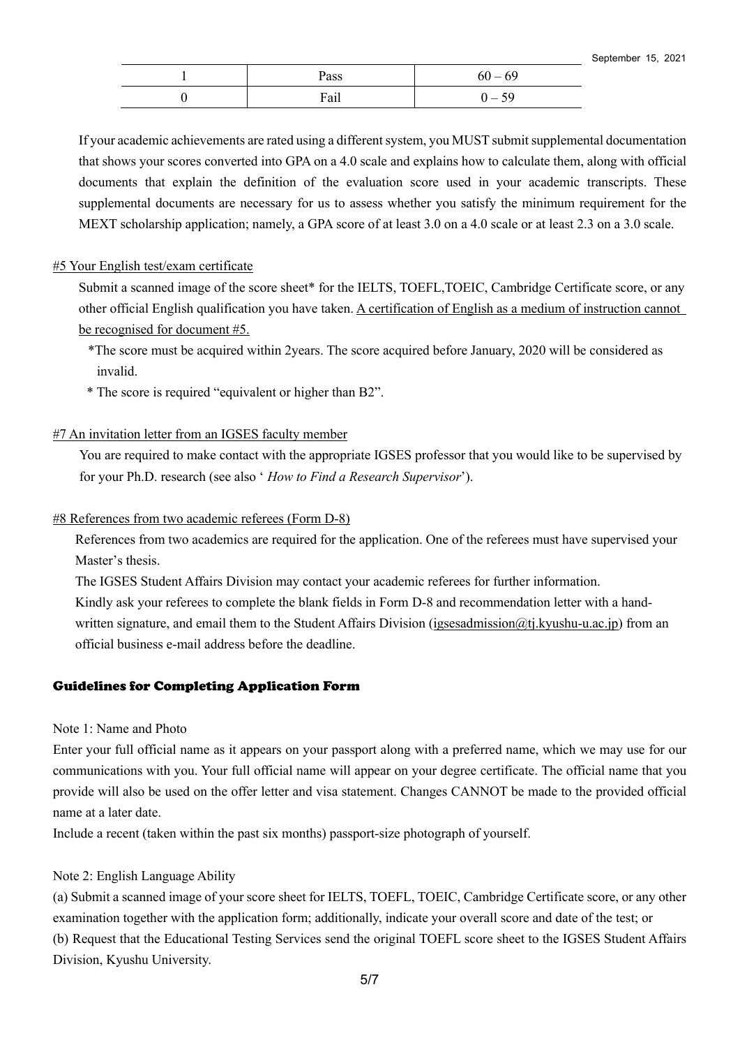| 1 | Pass | 60 – 69 |
|---|---|---|
| 0 | Fail | 0 – 59 |

If your academic achievements are rated using a different system, you MUST submit supplemental documentation that shows your scores converted into GPA on a 4.0 scale and explains how to calculate them, along with official documents that explain the definition of the evaluation score used in your academic transcripts. These supplemental documents are necessary for us to assess whether you satisfy the minimum requirement for the MEXT scholarship application; namely, a GPA score of at least 3.0 on a 4.0 scale or at least 2.3 on a 3.0 scale.

#5 Your English test/exam certificate

Submit a scanned image of the score sheet* for the IELTS, TOEFL,TOEIC, Cambridge Certificate score, or any other official English qualification you have taken. A certification of English as a medium of instruction cannot be recognised for document #5.

*The score must be acquired within 2years. The score acquired before January, 2020 will be considered as invalid.

* The score is required "equivalent or higher than B2".

#7 An invitation letter from an IGSES faculty member

You are required to make contact with the appropriate IGSES professor that you would like to be supervised by for your Ph.D. research (see also ' *How to Find a Research Supervisor*').

#8 References from two academic referees (Form D-8)

References from two academics are required for the application. One of the referees must have supervised your Master's thesis.

The IGSES Student Affairs Division may contact your academic referees for further information.

Kindly ask your referees to complete the blank fields in Form D-8 and recommendation letter with a hand-written signature, and email them to the Student Affairs Division (igsesadmission@tj.kyushu-u.ac.jp) from an official business e-mail address before the deadline.

## Guidelines for Completing Application Form

Note 1: Name and Photo

Enter your full official name as it appears on your passport along with a preferred name, which we may use for our communications with you. Your full official name will appear on your degree certificate. The official name that you provide will also be used on the offer letter and visa statement. Changes CANNOT be made to the provided official name at a later date.

Include a recent (taken within the past six months) passport-size photograph of yourself.

Note 2: English Language Ability

(a) Submit a scanned image of your score sheet for IELTS, TOEFL, TOEIC, Cambridge Certificate score, or any other examination together with the application form; additionally, indicate your overall score and date of the test; or

(b) Request that the Educational Testing Services send the original TOEFL score sheet to the IGSES Student Affairs Division, Kyushu University.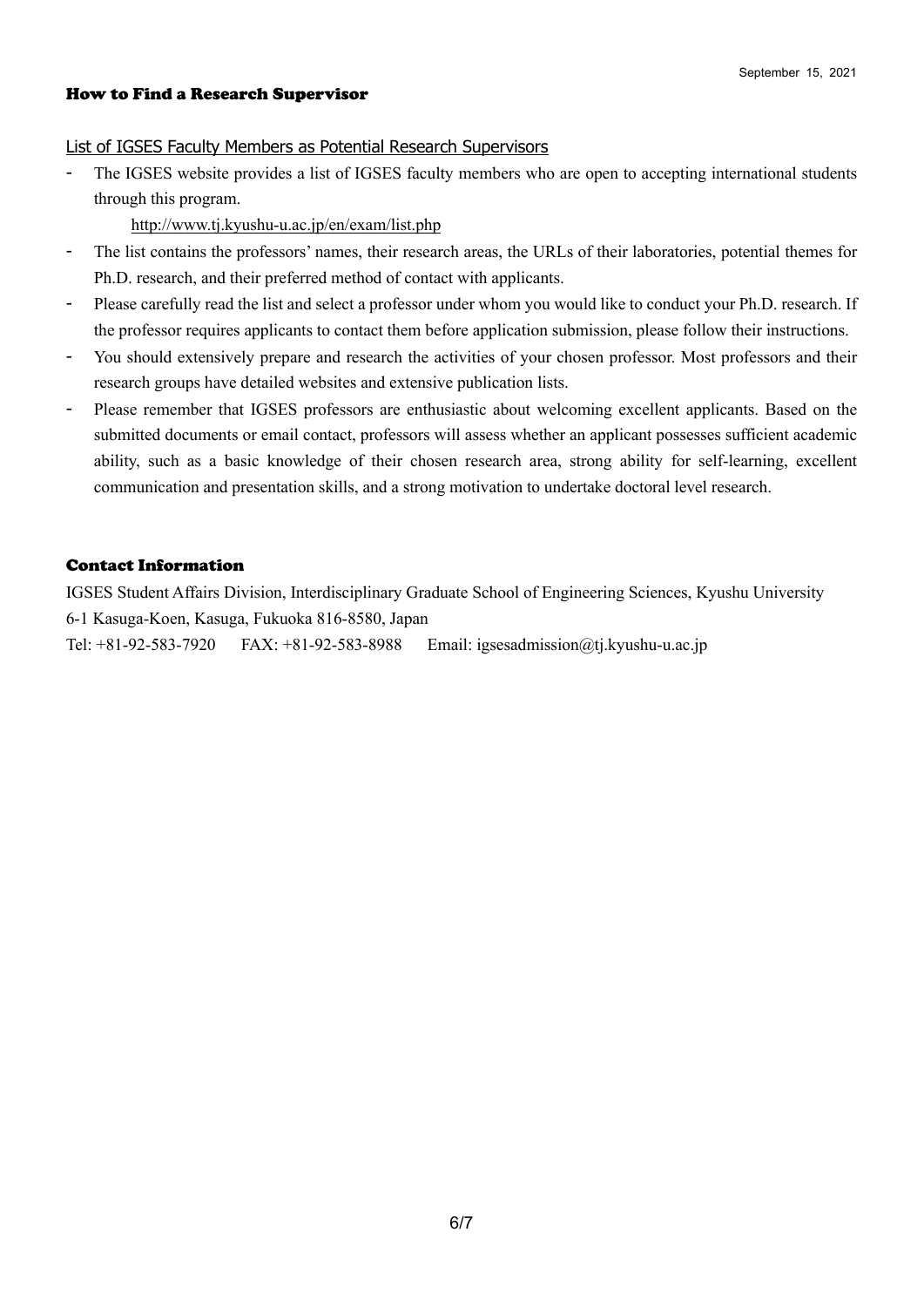September 15, 2021

## How to Find a Research Supervisor

### List of IGSES Faculty Members as Potential Research Supervisors

- The IGSES website provides a list of IGSES faculty members who are open to accepting international students through this program.

  http://www.tj.kyushu-u.ac.jp/en/exam/list.php
- The list contains the professors' names, their research areas, the URLs of their laboratories, potential themes for Ph.D. research, and their preferred method of contact with applicants.
- Please carefully read the list and select a professor under whom you would like to conduct your Ph.D. research. If the professor requires applicants to contact them before application submission, please follow their instructions.
- You should extensively prepare and research the activities of your chosen professor. Most professors and their research groups have detailed websites and extensive publication lists.
- Please remember that IGSES professors are enthusiastic about welcoming excellent applicants. Based on the submitted documents or email contact, professors will assess whether an applicant possesses sufficient academic ability, such as a basic knowledge of their chosen research area, strong ability for self-learning, excellent communication and presentation skills, and a strong motivation to undertake doctoral level research.

## Contact Information

IGSES Student Affairs Division, Interdisciplinary Graduate School of Engineering Sciences, Kyushu University
6-1 Kasuga-Koen, Kasuga, Fukuoka 816-8580, Japan
Tel: +81-92-583-7920 FAX: +81-92-583-8988 Email: igsesadmission@tj.kyushu-u.ac.jp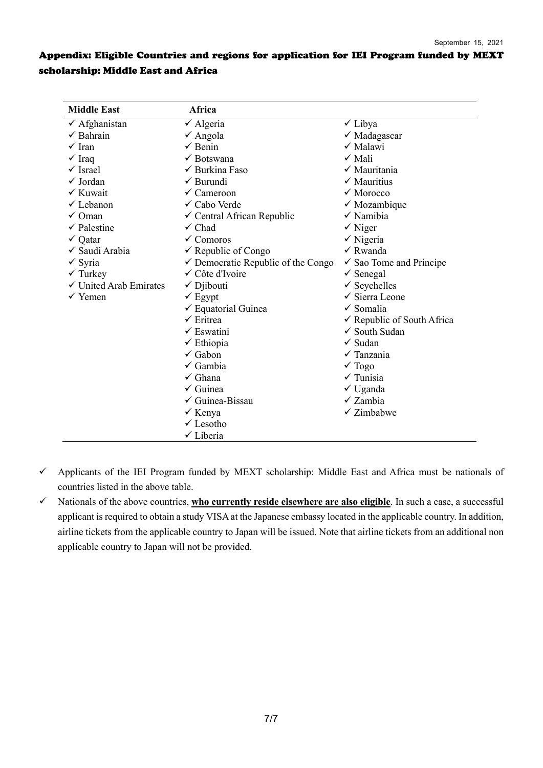September 15, 2021

## Appendix: Eligible Countries and regions for application for IEI Program funded by MEXT scholarship: Middle East and Africa

| Middle East | Africa | |
|---|---|---|
| ✓ Afghanistan | ✓ Algeria | ✓ Libya |
| ✓ Bahrain | ✓ Angola | ✓ Madagascar |
| ✓ Iran | ✓ Benin | ✓ Malawi |
| ✓ Iraq | ✓ Botswana | ✓ Mali |
| ✓ Israel | ✓ Burkina Faso | ✓ Mauritania |
| ✓ Jordan | ✓ Burundi | ✓ Mauritius |
| ✓ Kuwait | ✓ Cameroon | ✓ Morocco |
| ✓ Lebanon | ✓ Cabo Verde | ✓ Mozambique |
| ✓ Oman | ✓ Central African Republic | ✓ Namibia |
| ✓ Palestine | ✓ Chad | ✓ Niger |
| ✓ Qatar | ✓ Comoros | ✓ Nigeria |
| ✓ Saudi Arabia | ✓ Republic of Congo | ✓ Rwanda |
| ✓ Syria | ✓ Democratic Republic of the Congo | ✓ Sao Tome and Principe |
| ✓ Turkey | ✓ Côte d'Ivoire | ✓ Senegal |
| ✓ United Arab Emirates | ✓ Djibouti | ✓ Seychelles |
| ✓ Yemen | ✓ Egypt | ✓ Sierra Leone |
| | ✓ Equatorial Guinea | ✓ Somalia |
| | ✓ Eritrea | ✓ Republic of South Africa |
| | ✓ Eswatini | ✓ South Sudan |
| | ✓ Ethiopia | ✓ Sudan |
| | ✓ Gabon | ✓ Tanzania |
| | ✓ Gambia | ✓ Togo |
| | ✓ Ghana | ✓ Tunisia |
| | ✓ Guinea | ✓ Uganda |
| | ✓ Guinea-Bissau | ✓ Zambia |
| | ✓ Kenya | ✓ Zimbabwe |
| | ✓ Lesotho | |
| | ✓ Liberia | |

- ✓ Applicants of the IEI Program funded by MEXT scholarship: Middle East and Africa must be nationals of countries listed in the above table.
- ✓ Nationals of the above countries, **who currently reside elsewhere are also eligible**. In such a case, a successful applicant is required to obtain a study VISA at the Japanese embassy located in the applicable country. In addition, airline tickets from the applicable country to Japan will be issued. Note that airline tickets from an additional non applicable country to Japan will not be provided.